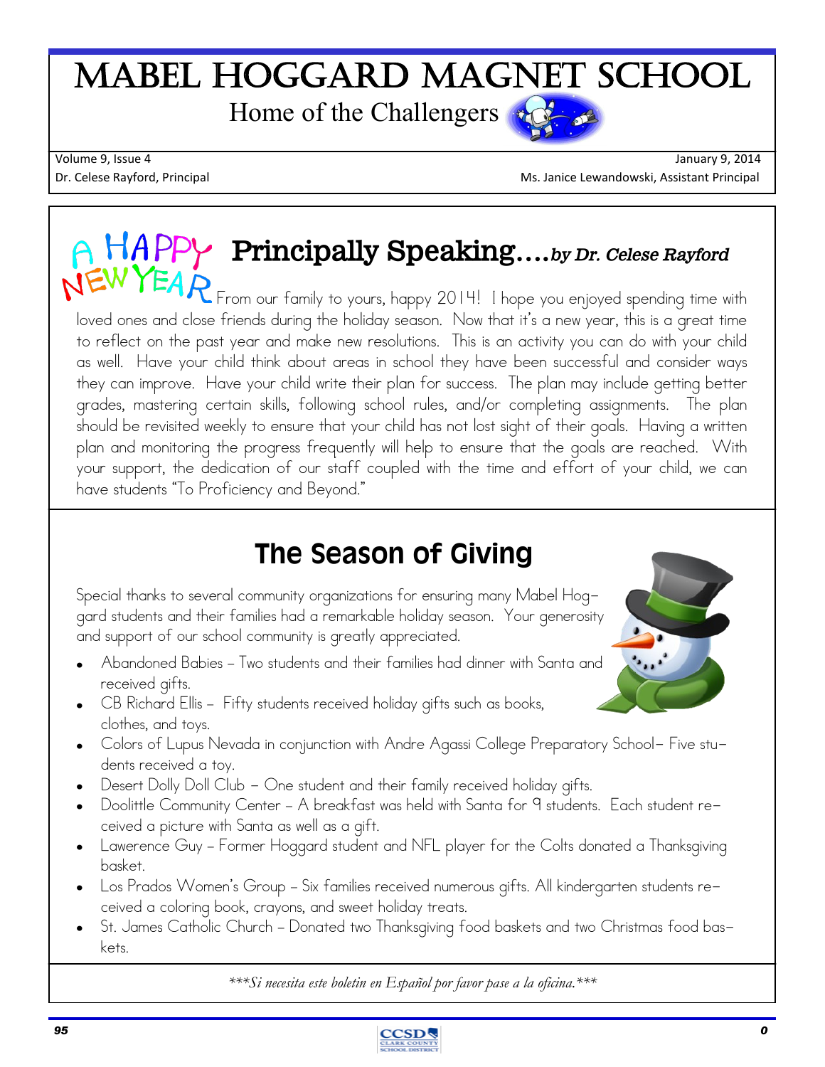# Mabel Hoggard Magnet School

Home of the Challengers

Volume 9, Issue 4 | January 9, 2014

Dr. Celese Rayford, Principal | Ms. Janice Lewandowski, Assistant Principal

## A Happy New Year — Principally Speaking….*by Dr. Celese Rayford*

From our family to yours, happy 2014! I hope you enjoyed spending time with loved ones and close friends during the holiday season. Now that it's a new year, this is a great time to reflect on the past year and make new resolutions. This is an activity you can do with your child as well. Have your child think about areas in school they have been successful and consider ways they can improve. Have your child write their plan for success. The plan may include getting better grades, mastering certain skills, following school rules, and/or completing assignments. The plan should be revisited weekly to ensure that your child has not lost sight of their goals. Having a written plan and monitoring the progress frequently will help to ensure that the goals are reached. With your support, the dedication of our staff coupled with the time and effort of your child, we can have students "To Proficiency and Beyond."

## The Season of Giving

Special thanks to several community organizations for ensuring many Mabel Hoggard students and their families had a remarkable holiday season. Your generosity and support of our school community is greatly appreciated.

- Abandoned Babies – Two students and their families had dinner with Santa and received gifts.
- CB Richard Ellis – Fifty students received holiday gifts such as books, clothes, and toys.
- Colors of Lupus Nevada in conjunction with Andre Agassi College Preparatory School– Five students received a toy.
- Desert Dolly Doll Club – One student and their family received holiday gifts.
- Doolittle Community Center – A breakfast was held with Santa for 9 students. Each student received a picture with Santa as well as a gift.
- Lawerence Guy – Former Hoggard student and NFL player for the Colts donated a Thanksgiving basket.
- Los Prados Women's Group – Six families received numerous gifts. All kindergarten students received a coloring book, crayons, and sweet holiday treats.
- St. James Catholic Church – Donated two Thanksgiving food baskets and two Christmas food baskets.

*\*\*\*Si necesita este boletin en Español por favor pase a la oficina.\*\*\**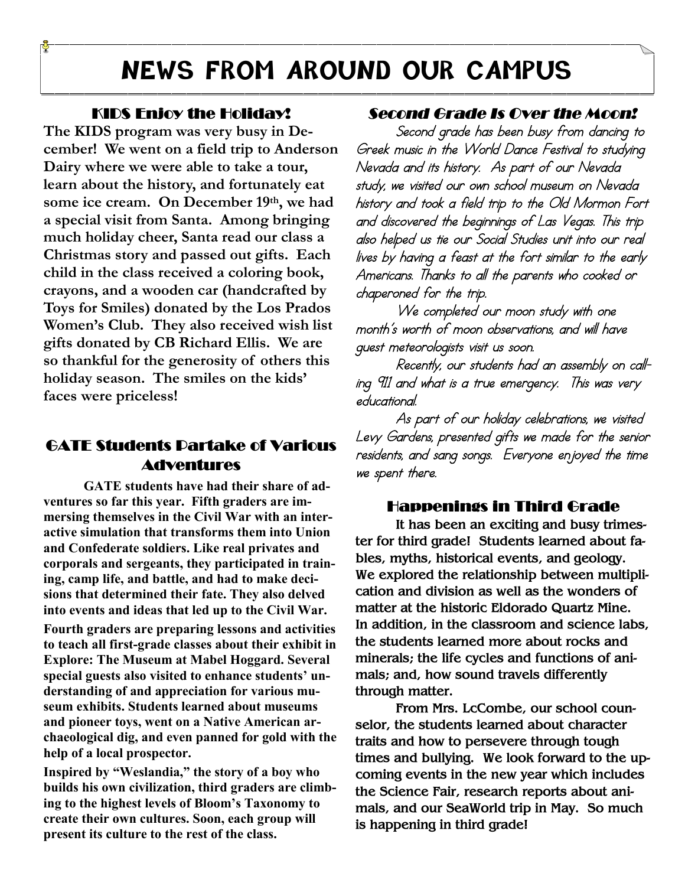# NEWS FROM AROUND OUR CAMPUS

## KIDS Enjoy the Holiday!

**The KIDS program was very busy in December! We went on a field trip to Anderson Dairy where we were able to take a tour, learn about the history, and fortunately eat some ice cream. On December 19th, we had a special visit from Santa. Among bringing much holiday cheer, Santa read our class a Christmas story and passed out gifts. Each child in the class received a coloring book, crayons, and a wooden car (handcrafted by Toys for Smiles) donated by the Los Prados Women's Club. They also received wish list gifts donated by CB Richard Ellis. We are so thankful for the generosity of others this holiday season. The smiles on the kids' faces were priceless!**

## GATE Students Partake of Various Adventures

**GATE students have had their share of adventures so far this year. Fifth graders are immersing themselves in the Civil War with an interactive simulation that transforms them into Union and Confederate soldiers. Like real privates and corporals and sergeants, they participated in training, camp life, and battle, and had to make decisions that determined their fate. They also delved into events and ideas that led up to the Civil War.**

**Fourth graders are preparing lessons and activities to teach all first-grade classes about their exhibit in Explore: The Museum at Mabel Hoggard. Several special guests also visited to enhance students' understanding of and appreciation for various museum exhibits. Students learned about museums and pioneer toys, went on a Native American archaeological dig, and even panned for gold with the help of a local prospector.**

**Inspired by "Weslandia," the story of a boy who builds his own civilization, third graders are climbing to the highest levels of Bloom's Taxonomy to create their own cultures. Soon, each group will present its culture to the rest of the class.**

## *Second Grade Is Over the Moon!*

Second grade has been busy from dancing to Greek music in the World Dance Festival to studying Nevada and its history. As part of our Nevada study, we visited our own school museum on Nevada history and took a field trip to the Old Mormon Fort and discovered the beginnings of Las Vegas. This trip also helped us tie our Social Studies unit into our real lives by having a feast at the fort similar to the early Americans. Thanks to all the parents who cooked or chaperoned for the trip.

We completed our moon study with one month's worth of moon observations, and will have guest meteorologists visit us soon.

Recently, our students had an assembly on calling 911 and what is a true emergency. This was very educational.

As part of our holiday celebrations, we visited Levy Gardens, presented gifts we made for the senior residents, and sang songs. Everyone enjoyed the time we spent there.

## Happenings in Third Grade

It has been an exciting and busy trimester for third grade! Students learned about fables, myths, historical events, and geology. We explored the relationship between multiplication and division as well as the wonders of matter at the historic Eldorado Quartz Mine. In addition, in the classroom and science labs, the students learned more about rocks and minerals; the life cycles and functions of animals; and, how sound travels differently through matter.

From Mrs. LeCombe, our school counselor, the students learned about character traits and how to persevere through tough times and bullying. We look forward to the upcoming events in the new year which includes the Science Fair, research reports about animals, and our SeaWorld trip in May. So much is happening in third grade!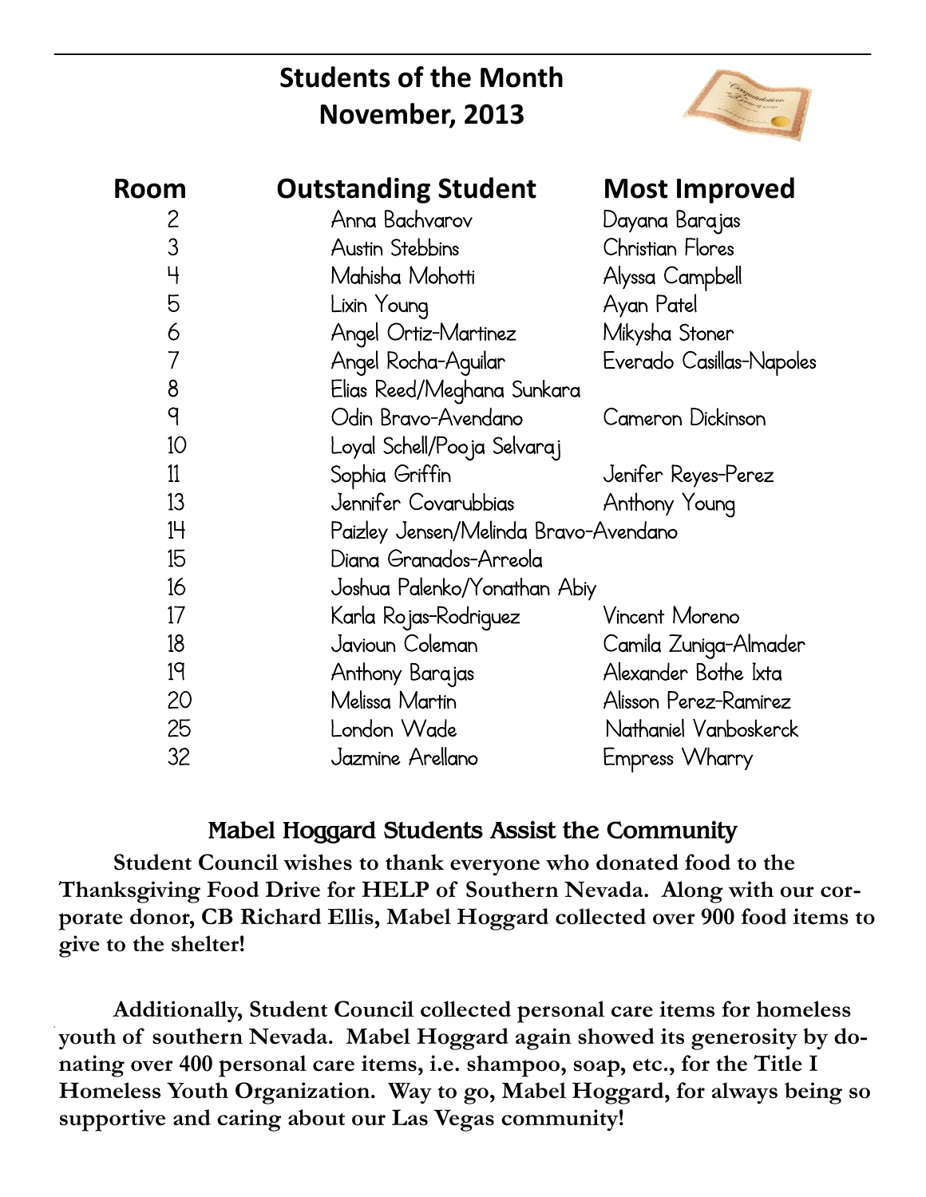# Students of the Month
# November, 2013

| Room | Outstanding Student | Most Improved |
|---|---|---|
| 2 | Anna Bachvarov | Dayana Barajas |
| 3 | Austin Stebbins | Christian Flores |
| 4 | Mahisha Mohotti | Alyssa Campbell |
| 5 | Lixin Young | Ayan Patel |
| 6 | Angel Ortiz-Martinez | Mikysha Stoner |
| 7 | Angel Rocha-Aguilar | Everado Casillas-Napoles |
| 8 | Elias Reed/Meghana Sunkara | |
| 9 | Odin Bravo-Avendano | Cameron Dickinson |
| 10 | Loyal Schell/Pooja Selvaraj | |
| 11 | Sophia Griffin | Jenifer Reyes-Perez |
| 13 | Jennifer Covarubbias | Anthony Young |
| 14 | Paizley Jensen/Melinda Bravo-Avendano | |
| 15 | Diana Granados-Arreola | |
| 16 | Joshua Palenko/Yonathan Abiy | |
| 17 | Karla Rojas-Rodriguez | Vincent Moreno |
| 18 | Javioun Coleman | Camila Zuniga-Almader |
| 19 | Anthony Barajas | Alexander Bothe Ixta |
| 20 | Melissa Martin | Alisson Perez-Ramirez |
| 25 | London Wade | Nathaniel Vanboskerck |
| 32 | Jazmine Arellano | Empress Wharry |

## Mabel Hoggard Students Assist the Community

**Student Council wishes to thank everyone who donated food to the Thanksgiving Food Drive for HELP of Southern Nevada. Along with our corporate donor, CB Richard Ellis, Mabel Hoggard collected over 900 food items to give to the shelter!**

**Additionally, Student Council collected personal care items for homeless youth of southern Nevada. Mabel Hoggard again showed its generosity by donating over 400 personal care items, i.e. shampoo, soap, etc., for the Title I Homeless Youth Organization. Way to go, Mabel Hoggard, for always being so supportive and caring about our Las Vegas community!**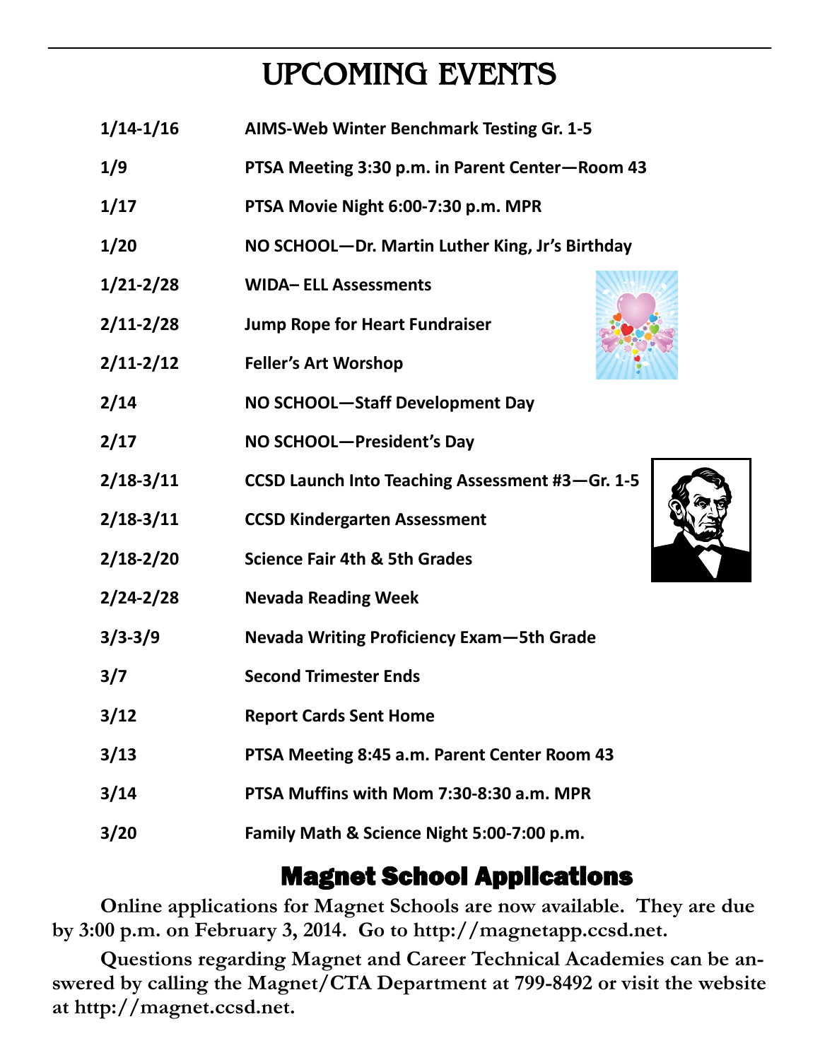# UPCOMING EVENTS

| | |
|---|---|
| 1/14-1/16 | AIMS-Web Winter Benchmark Testing Gr. 1-5 |
| 1/9 | PTSA Meeting 3:30 p.m. in Parent Center—Room 43 |
| 1/17 | PTSA Movie Night 6:00-7:30 p.m. MPR |
| 1/20 | NO SCHOOL—Dr. Martin Luther King, Jr's Birthday |
| 1/21-2/28 | WIDA– ELL Assessments |
| 2/11-2/28 | Jump Rope for Heart Fundraiser |
| 2/11-2/12 | Feller's Art Worshop |
| 2/14 | NO SCHOOL—Staff Development Day |
| 2/17 | NO SCHOOL—President's Day |
| 2/18-3/11 | CCSD Launch Into Teaching Assessment #3—Gr. 1-5 |
| 2/18-3/11 | CCSD Kindergarten Assessment |
| 2/18-2/20 | Science Fair 4th & 5th Grades |
| 2/24-2/28 | Nevada Reading Week |
| 3/3-3/9 | Nevada Writing Proficiency Exam—5th Grade |
| 3/7 | Second Trimester Ends |
| 3/12 | Report Cards Sent Home |
| 3/13 | PTSA Meeting 8:45 a.m. Parent Center Room 43 |
| 3/14 | PTSA Muffins with Mom 7:30-8:30 a.m. MPR |
| 3/20 | Family Math & Science Night 5:00-7:00 p.m. |

## Magnet School Applications

**Online applications for Magnet Schools are now available. They are due by 3:00 p.m. on February 3, 2014. Go to http://magnetapp.ccsd.net.**

**Questions regarding Magnet and Career Technical Academies can be answered by calling the Magnet/CTA Department at 799-8492 or visit the website at http://magnet.ccsd.net.**